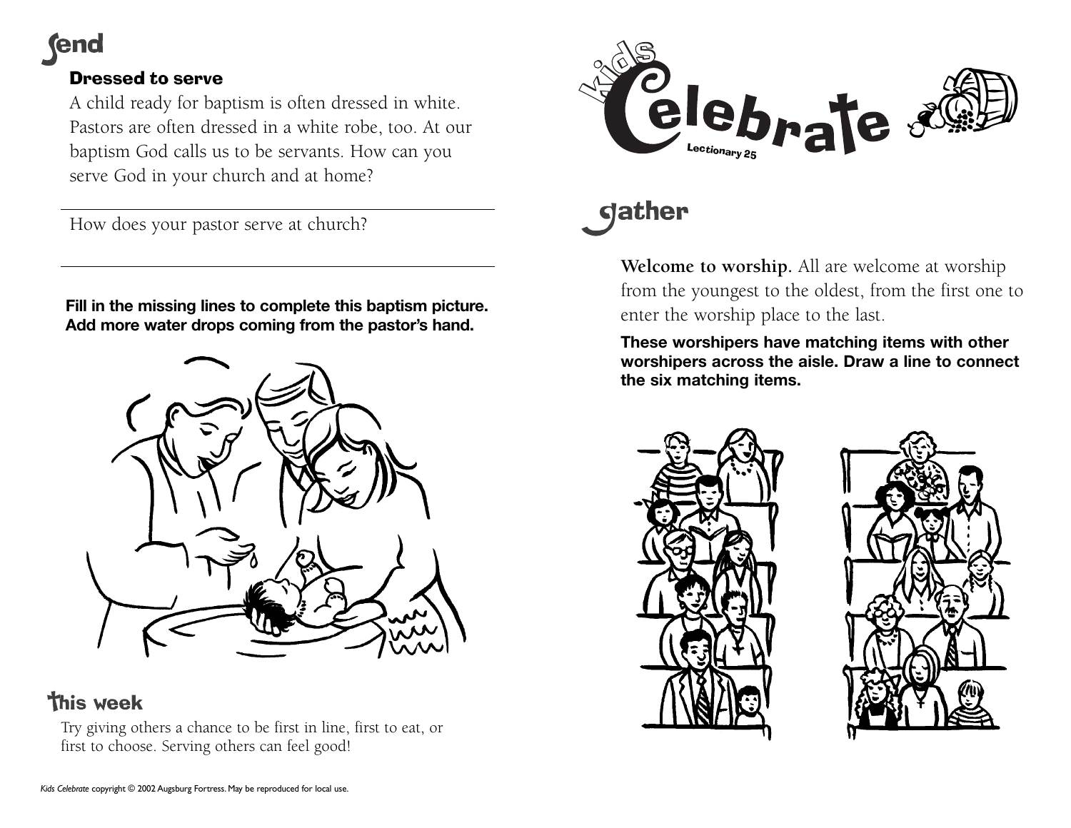# send

## Dressed to serve

A child ready for baptism is often dressed in white. Pastors are often dressed in a white robe, too. At our baptism God calls us to be servants. How can you serve God in your church and at home?

How does your pastor serve at church?

**Fill in the missing lines to complete this baptism picture. Add more water drops coming from the pastor's hand.**

## This week

Try giving others a chance to be first in line, first to eat, or first to choose. Serving others can feel good!

*Kids Celebrate* copyright © 2002 Augsburg Fortress. May be reproduced for local use.

# kids Celebrate

Lectionary 25

# gather

**Welcome to worship.** All are welcome at worship from the youngest to the oldest, from the first one to enter the worship place to the last.

**These worshipers have matching items with other worshipers across the aisle. Draw a line to connect the six matching items.**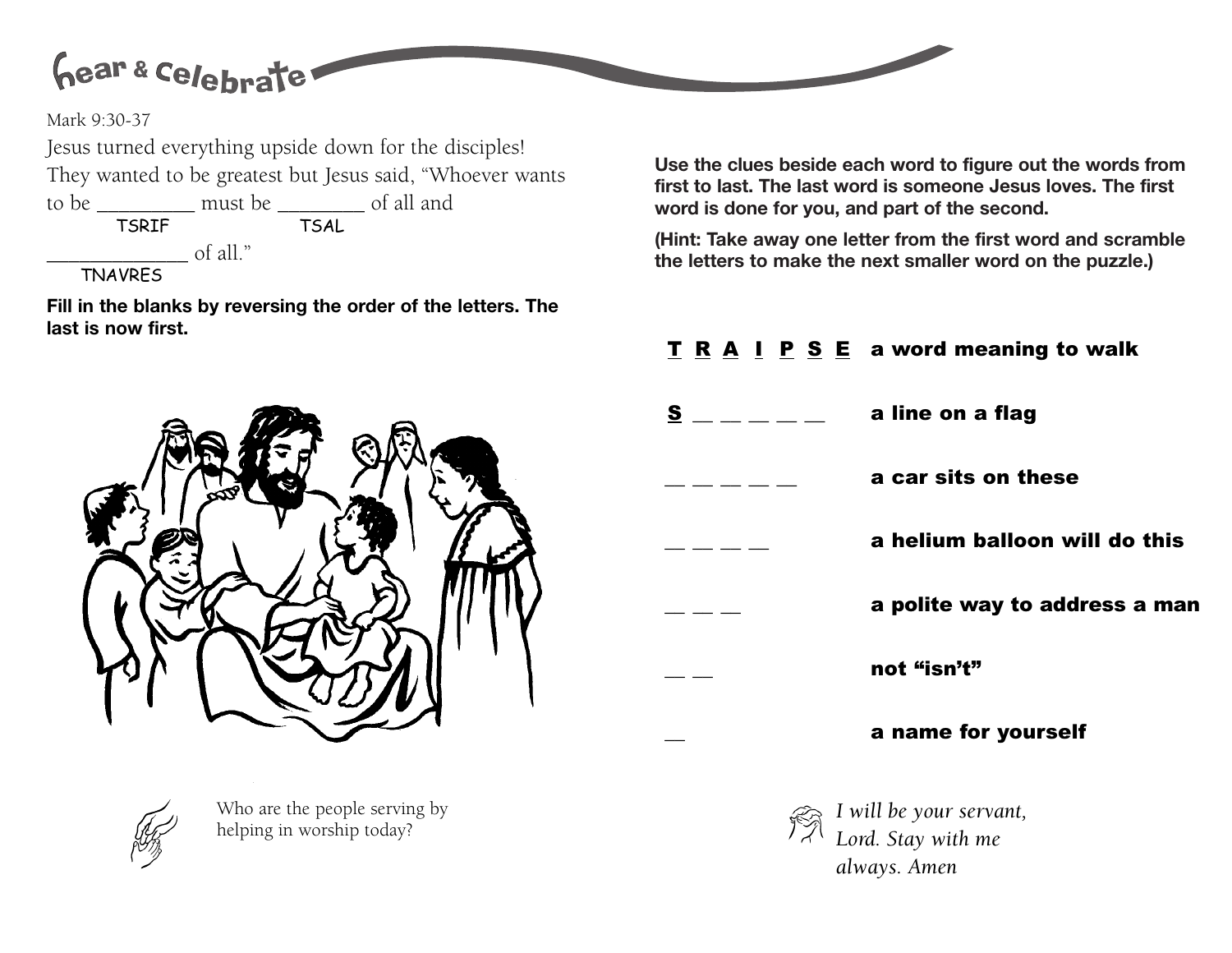# hear & celebrate

Mark 9:30-37

Jesus turned everything upside down for the disciples! They wanted to be greatest but Jesus said, "Whoever wants to be _________ must be ________ of all and
TSRIF TSAL

_____________ of all."
TNAVRES

**Fill in the blanks by reversing the order of the letters. The last is now first.**

Who are the people serving by helping in worship today?

**Use the clues beside each word to figure out the words from first to last. The last word is someone Jesus loves. The first word is done for you, and part of the second.**

**(Hint: Take away one letter from the first word and scramble the letters to make the next smaller word on the puzzle.)**

**T R A I P S E** **a word meaning to walk**

**S** __ __ __ __ __ **a line on a flag**

__ __ __ __ __ **a car sits on these**

__ __ __ __ **a helium balloon will do this**

__ __ __ **a polite way to address a man**

__ __ **not "isn't"**

__ **a name for yourself**

*I will be your servant, Lord. Stay with me always. Amen*